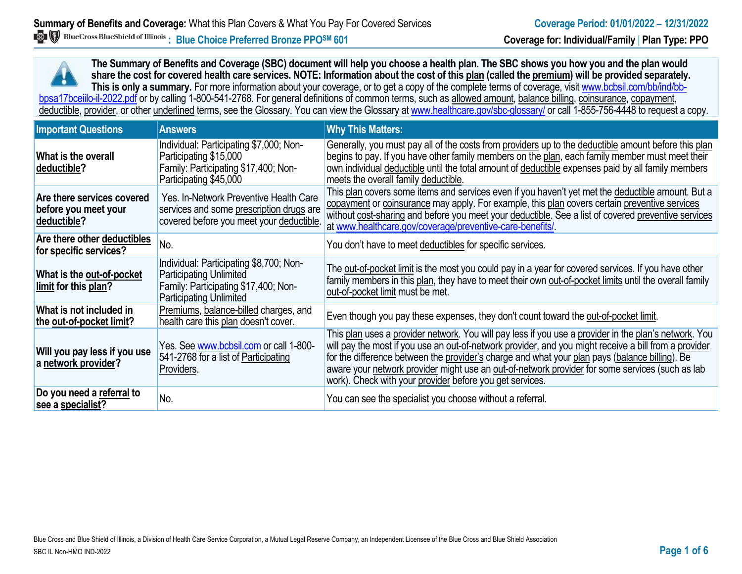**Summary of Benefits and Coverage:** What this Plan Covers & What You Pay For Covered Services

**Coverage Period: 01/01/2022 – 12/31/2022**

BlueCross BlueShield of Illinois **: Blue Choice Preferred Bronze PPO℠ 601**

**Coverage for: Individual/Family | Plan Type: PPO**

**The Summary of Benefits and Coverage (SBC) document will help you choose a health plan. The SBC shows you how you and the plan would share the cost for covered health care services. NOTE: Information about the cost of this plan (called the premium) will be provided separately. This is only a summary.** For more information about your coverage, or to get a copy of the complete terms of coverage, visit www.bcbsil.com/bb/ind/bb-bpsa17bceiilo-il-2022.pdf or by calling 1-800-541-2768. For general definitions of common terms, such as allowed amount, balance billing, coinsurance, copayment, deductible, provider, or other underlined terms, see the Glossary. You can view the Glossary at www.healthcare.gov/sbc-glossary/ or call 1-855-756-4448 to request a copy.

| Important Questions | Answers | Why This Matters: |
|---|---|---|
| **What is the overall deductible?** | Individual: Participating $7,000; Non-Participating $15,000<br>Family: Participating $17,400; Non-Participating $45,000 | Generally, you must pay all of the costs from providers up to the deductible amount before this plan begins to pay. If you have other family members on the plan, each family member must meet their own individual deductible until the total amount of deductible expenses paid by all family members meets the overall family deductible. |
| **Are there services covered before you meet your deductible?** | Yes. In-Network Preventive Health Care services and some prescription drugs are covered before you meet your deductible. | This plan covers some items and services even if you haven't yet met the deductible amount. But a copayment or coinsurance may apply. For example, this plan covers certain preventive services without cost-sharing and before you meet your deductible. See a list of covered preventive services at www.healthcare.gov/coverage/preventive-care-benefits/. |
| **Are there other deductibles for specific services?** | No. | You don't have to meet deductibles for specific services. |
| **What is the out-of-pocket limit for this plan?** | Individual: Participating $8,700; Non-Participating Unlimited<br>Family: Participating $17,400; Non-Participating Unlimited | The out-of-pocket limit is the most you could pay in a year for covered services. If you have other family members in this plan, they have to meet their own out-of-pocket limits until the overall family out-of-pocket limit must be met. |
| **What is not included in the out-of-pocket limit?** | Premiums, balance-billed charges, and health care this plan doesn't cover. | Even though you pay these expenses, they don't count toward the out-of-pocket limit. |
| **Will you pay less if you use a network provider?** | Yes. See www.bcbsil.com or call 1-800-541-2768 for a list of Participating Providers. | This plan uses a provider network. You will pay less if you use a provider in the plan's network. You will pay the most if you use an out-of-network provider, and you might receive a bill from a provider for the difference between the provider's charge and what your plan pays (balance billing). Be aware your network provider might use an out-of-network provider for some services (such as lab work). Check with your provider before you get services. |
| **Do you need a referral to see a specialist?** | No. | You can see the specialist you choose without a referral. |

Blue Cross and Blue Shield of Illinois, a Division of Health Care Service Corporation, a Mutual Legal Reserve Company, an Independent Licensee of the Blue Cross and Blue Shield Association

SBC IL Non-HMO IND-2022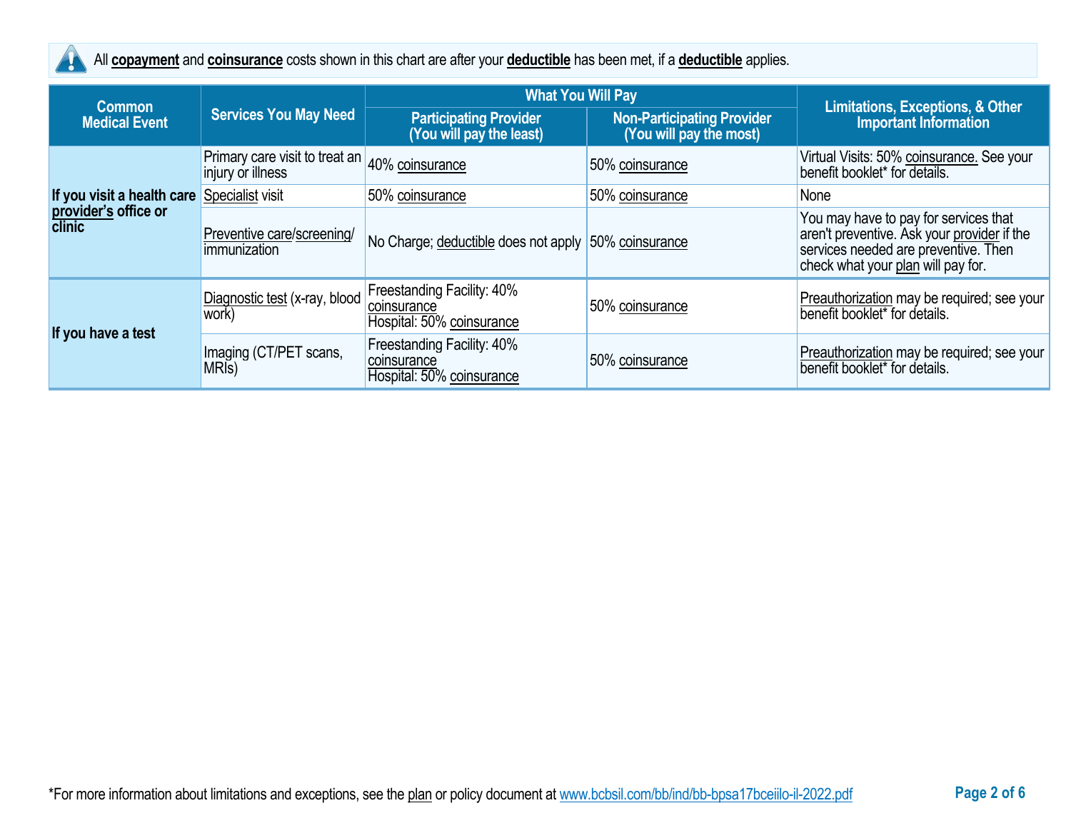All **copayment** and **coinsurance** costs shown in this chart are after your **deductible** has been met, if a **deductible** applies.

| Common Medical Event | Services You May Need | What You Will Pay | | Limitations, Exceptions, & Other Important Information |
|---|---|---|---|---|
| | | Participating Provider (You will pay the least) | Non-Participating Provider (You will pay the most) | |
| **If you visit a health care provider's office or clinic** | Primary care visit to treat an injury or illness | 40% coinsurance | 50% coinsurance | Virtual Visits: 50% coinsurance. See your benefit booklet* for details. |
| | Specialist visit | 50% coinsurance | 50% coinsurance | None |
| | Preventive care/screening/ immunization | No Charge; deductible does not apply | 50% coinsurance | You may have to pay for services that aren't preventive. Ask your provider if the services needed are preventive. Then check what your plan will pay for. |
| **If you have a test** | Diagnostic test (x-ray, blood work) | Freestanding Facility: 40% coinsurance<br>Hospital: 50% coinsurance | 50% coinsurance | Preauthorization may be required; see your benefit booklet* for details. |
| | Imaging (CT/PET scans, MRIs) | Freestanding Facility: 40% coinsurance<br>Hospital: 50% coinsurance | 50% coinsurance | Preauthorization may be required; see your benefit booklet* for details. |

*For more information about limitations and exceptions, see the plan or policy document at www.bcbsil.com/bb/ind/bb-bpsa17bceiilo-il-2022.pdf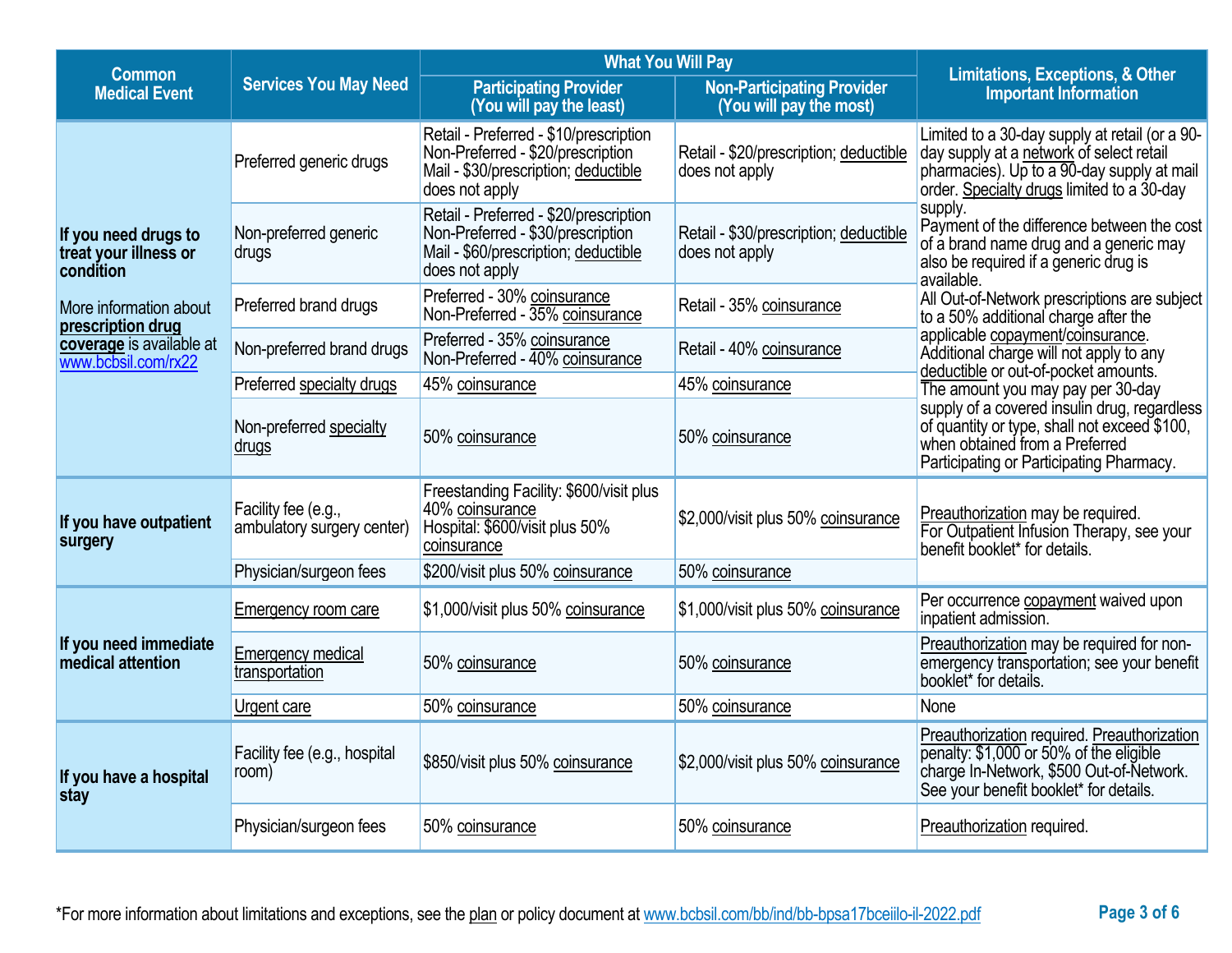| Common Medical Event | Services You May Need | What You Will Pay | | Limitations, Exceptions, & Other Important Information |
|---|---|---|---|---|
| | | Participating Provider (You will pay the least) | Non-Participating Provider (You will pay the most) | |
| **If you need drugs to treat your illness or condition**<br><br>More information about **prescription drug coverage** is available at www.bcbsil.com/rx22 | Preferred generic drugs | Retail - Preferred - $10/prescription<br>Non-Preferred - $20/prescription<br>Mail - $30/prescription; deductible does not apply | Retail - $20/prescription; deductible does not apply | Limited to a 30-day supply at retail (or a 90-day supply at a network of select retail pharmacies). Up to a 90-day supply at mail order. Specialty drugs limited to a 30-day supply.<br>Payment of the difference between the cost of a brand name drug and a generic may also be required if a generic drug is available.<br>All Out-of-Network prescriptions are subject to a 50% additional charge after the applicable copayment/coinsurance. Additional charge will not apply to any deductible or out-of-pocket amounts.<br>The amount you may pay per 30-day supply of a covered insulin drug, regardless of quantity or type, shall not exceed $100, when obtained from a Preferred Participating or Participating Pharmacy. |
| | Non-preferred generic drugs | Retail - Preferred - $20/prescription<br>Non-Preferred - $30/prescription<br>Mail - $60/prescription; deductible does not apply | Retail - $30/prescription; deductible does not apply | |
| | Preferred brand drugs | Preferred - 30% coinsurance<br>Non-Preferred - 35% coinsurance | Retail - 35% coinsurance | |
| | Non-preferred brand drugs | Preferred - 35% coinsurance<br>Non-Preferred - 40% coinsurance | Retail - 40% coinsurance | |
| | Preferred specialty drugs | 45% coinsurance | 45% coinsurance | |
| | Non-preferred specialty drugs | 50% coinsurance | 50% coinsurance | |
| **If you have outpatient surgery** | Facility fee (e.g., ambulatory surgery center) | Freestanding Facility: $600/visit plus 40% coinsurance<br>Hospital: $600/visit plus 50% coinsurance | $2,000/visit plus 50% coinsurance | Preauthorization may be required.<br>For Outpatient Infusion Therapy, see your benefit booklet* for details. |
| | Physician/surgeon fees | $200/visit plus 50% coinsurance | 50% coinsurance | |
| **If you need immediate medical attention** | Emergency room care | $1,000/visit plus 50% coinsurance | $1,000/visit plus 50% coinsurance | Per occurrence copayment waived upon inpatient admission. |
| | Emergency medical transportation | 50% coinsurance | 50% coinsurance | Preauthorization may be required for non-emergency transportation; see your benefit booklet* for details. |
| | Urgent care | 50% coinsurance | 50% coinsurance | None |
| **If you have a hospital stay** | Facility fee (e.g., hospital room) | $850/visit plus 50% coinsurance | $2,000/visit plus 50% coinsurance | Preauthorization required. Preauthorization penalty: $1,000 or 50% of the eligible charge In-Network, $500 Out-of-Network. See your benefit booklet* for details. |
| | Physician/surgeon fees | 50% coinsurance | 50% coinsurance | Preauthorization required. |

*For more information about limitations and exceptions, see the plan or policy document at www.bcbsil.com/bb/ind/bb-bpsa17bceiilo-il-2022.pdf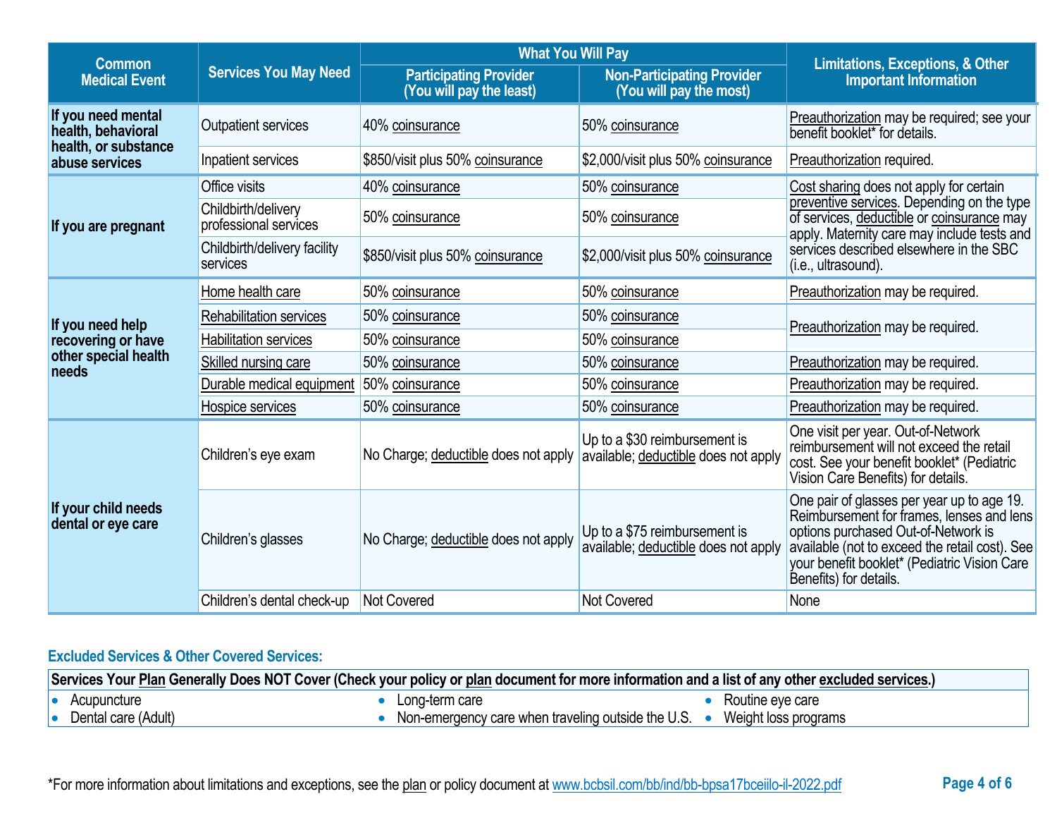| Common Medical Event | Services You May Need | What You Will Pay | | Limitations, Exceptions, & Other Important Information |
|---|---|---|---|---|
| | | Participating Provider (You will pay the least) | Non-Participating Provider (You will pay the most) | |
| If you need mental health, behavioral health, or substance abuse services | Outpatient services | 40% coinsurance | 50% coinsurance | Preauthorization may be required; see your benefit booklet* for details. |
| | Inpatient services | $850/visit plus 50% coinsurance | $2,000/visit plus 50% coinsurance | Preauthorization required. |
| If you are pregnant | Office visits | 40% coinsurance | 50% coinsurance | Cost sharing does not apply for certain preventive services. Depending on the type of services, deductible or coinsurance may apply. Maternity care may include tests and services described elsewhere in the SBC (i.e., ultrasound). |
| | Childbirth/delivery professional services | 50% coinsurance | 50% coinsurance | |
| | Childbirth/delivery facility services | $850/visit plus 50% coinsurance | $2,000/visit plus 50% coinsurance | |
| If you need help recovering or have other special health needs | Home health care | 50% coinsurance | 50% coinsurance | Preauthorization may be required. |
| | Rehabilitation services | 50% coinsurance | 50% coinsurance | Preauthorization may be required. |
| | Habilitation services | 50% coinsurance | 50% coinsurance | |
| | Skilled nursing care | 50% coinsurance | 50% coinsurance | Preauthorization may be required. |
| | Durable medical equipment | 50% coinsurance | 50% coinsurance | Preauthorization may be required. |
| | Hospice services | 50% coinsurance | 50% coinsurance | Preauthorization may be required. |
| If your child needs dental or eye care | Children's eye exam | No Charge; deductible does not apply | Up to a $30 reimbursement is available; deductible does not apply | One visit per year. Out-of-Network reimbursement will not exceed the retail cost. See your benefit booklet* (Pediatric Vision Care Benefits) for details. |
| | Children's glasses | No Charge; deductible does not apply | Up to a $75 reimbursement is available; deductible does not apply | One pair of glasses per year up to age 19. Reimbursement for frames, lenses and lens options purchased Out-of-Network is available (not to exceed the retail cost). See your benefit booklet* (Pediatric Vision Care Benefits) for details. |
| | Children's dental check-up | Not Covered | Not Covered | None |

## Excluded Services & Other Covered Services:

**Services Your Plan Generally Does NOT Cover (Check your policy or plan document for more information and a list of any other excluded services.)**

- Acupuncture
- Dental care (Adult)
- Long-term care
- Non-emergency care when traveling outside the U.S.
- Routine eye care
- Weight loss programs

*For more information about limitations and exceptions, see the plan or policy document at www.bcbsil.com/bb/ind/bb-bpsa17bceiilo-il-2022.pdf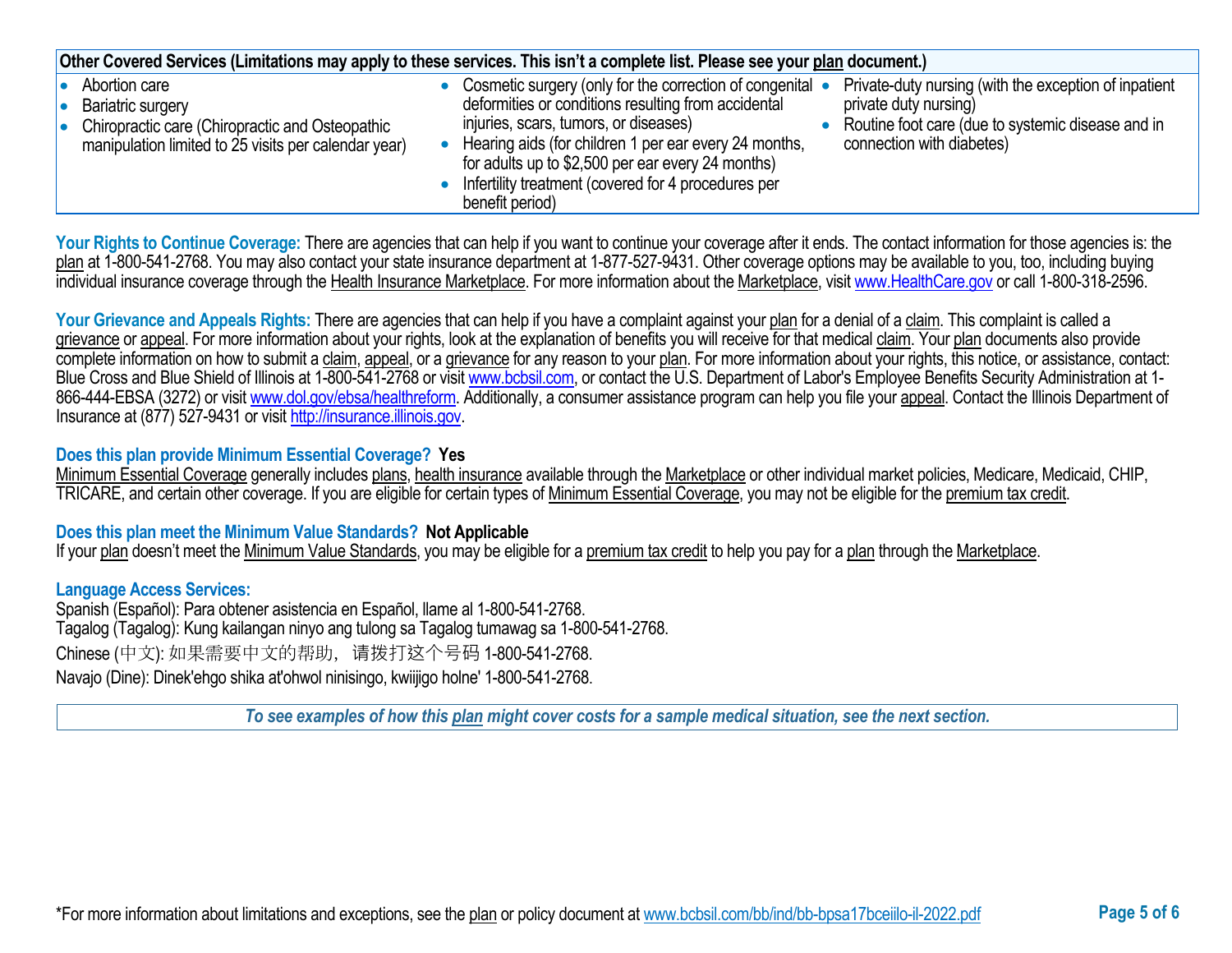| Other Covered Services (Limitations may apply to these services. This isn't a complete list. Please see your plan document.) | | |
|---|---|---|
| • Abortion care<br>• Bariatric surgery<br>• Chiropractic care (Chiropractic and Osteopathic manipulation limited to 25 visits per calendar year) | • Cosmetic surgery (only for the correction of congenital deformities or conditions resulting from accidental injuries, scars, tumors, or diseases)<br>• Hearing aids (for children 1 per ear every 24 months, for adults up to $2,500 per ear every 24 months)<br>• Infertility treatment (covered for 4 procedures per benefit period) | • Private-duty nursing (with the exception of inpatient private duty nursing)<br>• Routine foot care (due to systemic disease and in connection with diabetes) |

**Your Rights to Continue Coverage:** There are agencies that can help if you want to continue your coverage after it ends. The contact information for those agencies is: the plan at 1-800-541-2768. You may also contact your state insurance department at 1-877-527-9431. Other coverage options may be available to you, too, including buying individual insurance coverage through the Health Insurance Marketplace. For more information about the Marketplace, visit www.HealthCare.gov or call 1-800-318-2596.

**Your Grievance and Appeals Rights:** There are agencies that can help if you have a complaint against your plan for a denial of a claim. This complaint is called a grievance or appeal. For more information about your rights, look at the explanation of benefits you will receive for that medical claim. Your plan documents also provide complete information on how to submit a claim, appeal, or a grievance for any reason to your plan. For more information about your rights, this notice, or assistance, contact: Blue Cross and Blue Shield of Illinois at 1-800-541-2768 or visit www.bcbsil.com, or contact the U.S. Department of Labor's Employee Benefits Security Administration at 1-866-444-EBSA (3272) or visit www.dol.gov/ebsa/healthreform. Additionally, a consumer assistance program can help you file your appeal. Contact the Illinois Department of Insurance at (877) 527-9431 or visit http://insurance.illinois.gov.

**Does this plan provide Minimum Essential Coverage? Yes**

Minimum Essential Coverage generally includes plans, health insurance available through the Marketplace or other individual market policies, Medicare, Medicaid, CHIP, TRICARE, and certain other coverage. If you are eligible for certain types of Minimum Essential Coverage, you may not be eligible for the premium tax credit.

**Does this plan meet the Minimum Value Standards? Not Applicable**

If your plan doesn't meet the Minimum Value Standards, you may be eligible for a premium tax credit to help you pay for a plan through the Marketplace.

**Language Access Services:**

Spanish (Español): Para obtener asistencia en Español, llame al 1-800-541-2768.
Tagalog (Tagalog): Kung kailangan ninyo ang tulong sa Tagalog tumawag sa 1-800-541-2768.
Chinese (中文): 如果需要中文的帮助，请拨打这个号码 1-800-541-2768.
Navajo (Dine): Dinek'ehgo shika at'ohwol ninisingo, kwiijigo holne' 1-800-541-2768.

*To see examples of how this plan might cover costs for a sample medical situation, see the next section.*

*For more information about limitations and exceptions, see the plan or policy document at www.bcbsil.com/bb/ind/bb-bpsa17bceiilo-il-2022.pdf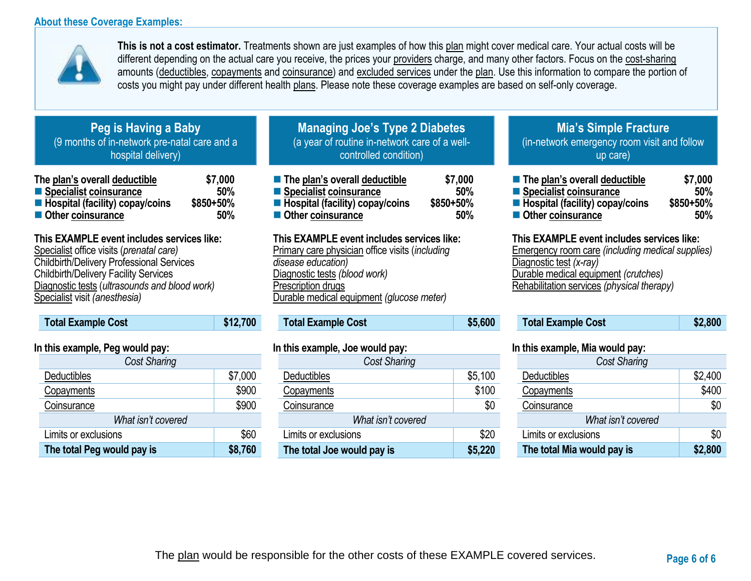## About these Coverage Examples:

**This is not a cost estimator.** Treatments shown are just examples of how this plan might cover medical care. Your actual costs will be different depending on the actual care you receive, the prices your providers charge, and many other factors. Focus on the cost-sharing amounts (deductibles, copayments and coinsurance) and excluded services under the plan. Use this information to compare the portion of costs you might pay under different health plans. Please note these coverage examples are based on self-only coverage.

### Peg is Having a Baby
(9 months of in-network pre-natal care and a hospital delivery)

| | |
|---|---|
| **The plan's overall deductible** | **$7,000** |
| ■ **Specialist coinsurance** | **50%** |
| ■ **Hospital (facility) copay/coins** | **$850+50%** |
| ■ **Other coinsurance** | **50%** |

**This EXAMPLE event includes services like:**
Specialist office visits (*prenatal care)*
Childbirth/Delivery Professional Services
Childbirth/Delivery Facility Services
Diagnostic tests (*ultrasounds and blood work)*
Specialist visit *(anesthesia)*

| **Total Example Cost** | **$12,700** |
|---|---|

**In this example, Peg would pay:**

| *Cost Sharing* | |
|---|---|
| Deductibles | $7,000 |
| Copayments | $900 |
| Coinsurance | $900 |
| *What isn't covered* | |
| Limits or exclusions | $60 |
| **The total Peg would pay is** | **$8,760** |

### Managing Joe's Type 2 Diabetes
(a year of routine in-network care of a well-controlled condition)

| | |
|---|---|
| ■ **The plan's overall deductible** | **$7,000** |
| ■ **Specialist coinsurance** | **50%** |
| ■ **Hospital (facility) copay/coins** | **$850+50%** |
| ■ **Other coinsurance** | **50%** |

**This EXAMPLE event includes services like:**
Primary care physician office visits (*including disease education)*
Diagnostic tests *(blood work)*
Prescription drugs
Durable medical equipment *(glucose meter)*

| **Total Example Cost** | **$5,600** |
|---|---|

**In this example, Joe would pay:**

| *Cost Sharing* | |
|---|---|
| Deductibles | $5,100 |
| Copayments | $100 |
| Coinsurance | $0 |
| *What isn't covered* | |
| Limits or exclusions | $20 |
| **The total Joe would pay is** | **$5,220** |

### Mia's Simple Fracture
(in-network emergency room visit and follow up care)

| | |
|---|---|
| ■ **The plan's overall deductible** | **$7,000** |
| ■ **Specialist coinsurance** | **50%** |
| ■ **Hospital (facility) copay/coins** | **$850+50%** |
| ■ **Other coinsurance** | **50%** |

**This EXAMPLE event includes services like:**
Emergency room care *(including medical supplies)*
Diagnostic test *(x-ray)*
Durable medical equipment *(crutches)*
Rehabilitation services *(physical therapy)*

| **Total Example Cost** | **$2,800** |
|---|---|

**In this example, Mia would pay:**

| *Cost Sharing* | |
|---|---|
| Deductibles | $2,400 |
| Copayments | $400 |
| Coinsurance | $0 |
| *What isn't covered* | |
| Limits or exclusions | $0 |
| **The total Mia would pay is** | **$2,800** |

The plan would be responsible for the other costs of these EXAMPLE covered services.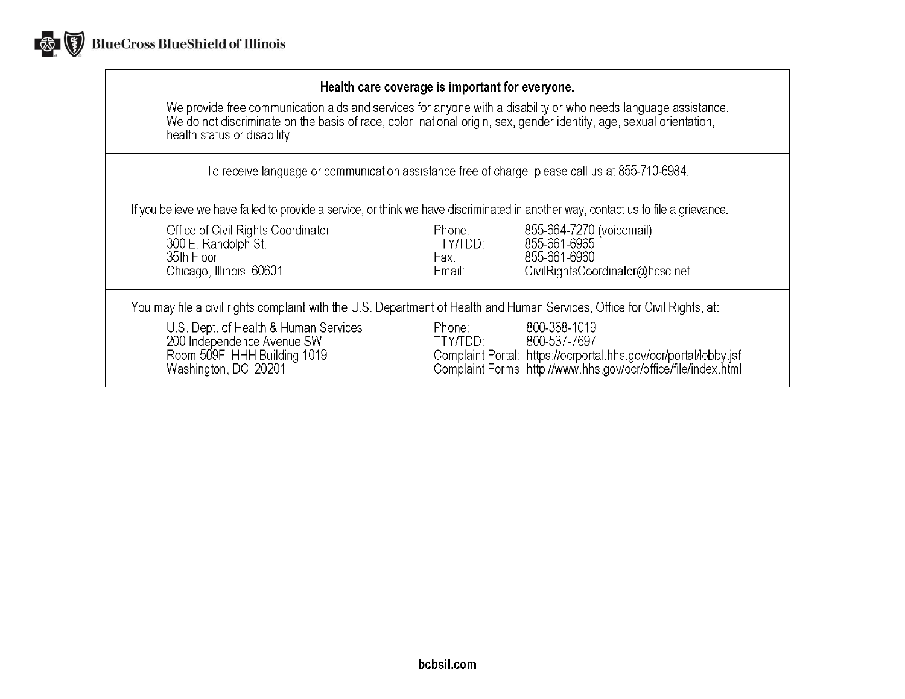BlueCross BlueShield of Illinois

## Health care coverage is important for everyone.

We provide free communication aids and services for anyone with a disability or who needs language assistance. We do not discriminate on the basis of race, color, national origin, sex, gender identity, age, sexual orientation, health status or disability.

To receive language or communication assistance free of charge, please call us at 855-710-6984.

If you believe we have failed to provide a service, or think we have discriminated in another way, contact us to file a grievance.

Office of Civil Rights Coordinator
300 E. Randolph St.
35th Floor
Chicago, Illinois 60601

Phone: 855-664-7270 (voicemail)
TTY/TDD: 855-661-6965
Fax: 855-661-6960
Email: CivilRightsCoordinator@hcsc.net

You may file a civil rights complaint with the U.S. Department of Health and Human Services, Office for Civil Rights, at:

U.S. Dept. of Health & Human Services
200 Independence Avenue SW
Room 509F, HHH Building 1019
Washington, DC 20201

Phone: 800-368-1019
TTY/TDD: 800-537-7697
Complaint Portal: https://ocrportal.hhs.gov/ocr/portal/lobby.jsf
Complaint Forms: http://www.hhs.gov/ocr/office/file/index.html

**bcbsil.com**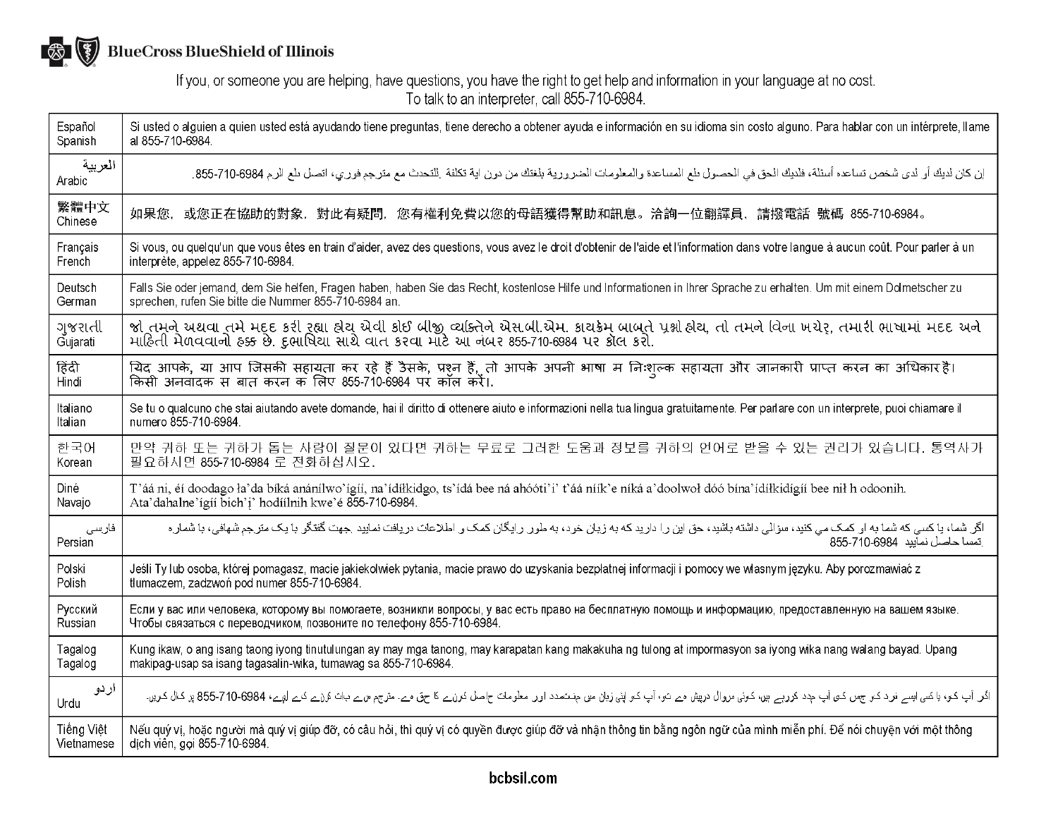BlueCross BlueShield of Illinois

If you, or someone you are helping, have questions, you have the right to get help and information in your language at no cost. To talk to an interpreter, call 855-710-6984.

| | |
|---|---|
| Español Spanish | Si usted o alguien a quien usted está ayudando tiene preguntas, tiene derecho a obtener ayuda e información en su idioma sin costo alguno. Para hablar con un intérprete, llame al 855-710-6984. |
| العربية Arabic | إن كان لديك أو لدى شخص تساعده أسئلة، فلديك الحق في الحصول على المساعدة والمعلومات الضرورية بلغتك من دون اية تكلفة .للتحدث مع مترجم فوري، اتصل على الرقم 855-710-6984. |
| 繁體中文 Chinese | 如果您，或您正在協助的對象，對此有疑問，您有權利免費以您的母語獲得幫助和訊息。洽詢一位翻譯員，請撥電話 號碼 855-710-6984。 |
| Français French | Si vous, ou quelqu'un que vous êtes en train d'aider, avez des questions, vous avez le droit d'obtenir de l'aide et l'information dans votre langue à aucun coût. Pour parler à un interprète, appelez 855-710-6984. |
| Deutsch German | Falls Sie oder jemand, dem Sie helfen, Fragen haben, haben Sie das Recht, kostenlose Hilfe und Informationen in Ihrer Sprache zu erhalten. Um mit einem Dolmetscher zu sprechen, rufen Sie bitte die Nummer 855-710-6984 an. |
| ગુજરાતી Gujarati | જો તમને અથવા તમે મદદ કરી રહ્યા હોય એવી કોઈ બીજી વ્યક્તિને એસ.બી.એમ. કાયક્રમ બાબતે પ્રશ્નો હોય, તો તમને વિના ખચેર, તમારી ભાષામાં મદદ અને માહિતી મેળવવાનો હક્ક છે. દુભાષિયા સાથે વાત કરવા માટે આ નંબર 855-710-6984 પર કૉલ કરો. |
| हिंदी Hindi | यदि आपके, या आप जिसकी सहायता कर रहे हैं उसके, प्रश्न हैं, तो आपके अपनी भाषा म निःशुल्क सहायता और जानकारी प्राप्त करन का अधिकार है। किसी अनवादक स बात करन क लिए 855-710-6984 पर कॉल करें। |
| Italiano Italian | Se tu o qualcuno che stai aiutando avete domande, hai il diritto di ottenere aiuto e informazioni nella tua lingua gratuitamente. Per parlare con un interprete, puoi chiamare il numero 855-710-6984. |
| 한국어 Korean | 만약 귀하 또는 귀하가 돕는 사람이 질문이 있다면 귀하는 무료로 그러한 도움과 정보를 귀하의 언어로 받을 수 있는 권리가 있습니다. 통역사가 필요하시면 855-710-6984 로 전화하십시오. |
| Diné Navajo | T'áá ni, éí doodago ła'da bíká anánílwo'ígíí, na'ídílkidgo, ts'ídá bee ná ahóóti'i' t'áá níík'e níká a'doolwoł dóó bína'ídílkidígíí bee nił h odoonih. Ata'dahalne'ígíí bich'į' hodíílnih kwe'é 855-710-6984. |
| فارسی Persian | اگر شما، یا کسی که شما به او کمک می کنید، سؤالی داشته باشید، حق این را دارید که به زبان خود، به طور رایگان کمک و اطلاعات دریافت نمایید. جهت گفتگو با یک مترجم شفاهی، با شماره 855-710-6984 تمسا حاصل نمایید. |
| Polski Polish | Jeśli Ty lub osoba, której pomagasz, macie jakiekolwiek pytania, macie prawo do uzyskania bezpłatnej informacji i pomocy we własnym języku. Aby porozmawiać z tłumaczem, zadzwoń pod numer 855-710-6984. |
| Русский Russian | Если у вас или человека, которому вы помогаете, возникли вопросы, у вас есть право на бесплатную помощь и информацию, предоставленную на вашем языке. Чтобы связаться с переводчиком, позвоните по телефону 855-710-6984. |
| Tagalog Tagalog | Kung ikaw, o ang isang taong iyong tinutulungan ay may mga tanong, may karapatan kang makakuha ng tulong at impormasyon sa iyong wika nang walang bayad. Upang makipag-usap sa isang tagasalin-wika, tumawag sa 855-710-6984. |
| اردو Urdu | اگر آپ کو، یا کسی ایسے فرد کو جس کی آپ مدد کررہے ہیں، کوئی سوال درپیش ہے تو، آپ کو اپنی زبان میں مفت مدد اور معلومات حاصل کرنے کا حق ہے۔ مترجم سے بات کرنے کے لیے، 855-710-6984 پر کال کریں۔ |
| Tiếng Việt Vietnamese | Nếu quý vị, hoặc người mà quý vị giúp đỡ, có câu hỏi, thì quý vị có quyền được giúp đỡ và nhận thông tin bằng ngôn ngữ của mình miễn phí. Để nói chuyện với một thông dịch viên, gọi 855-710-6984. |

bcbsil.com